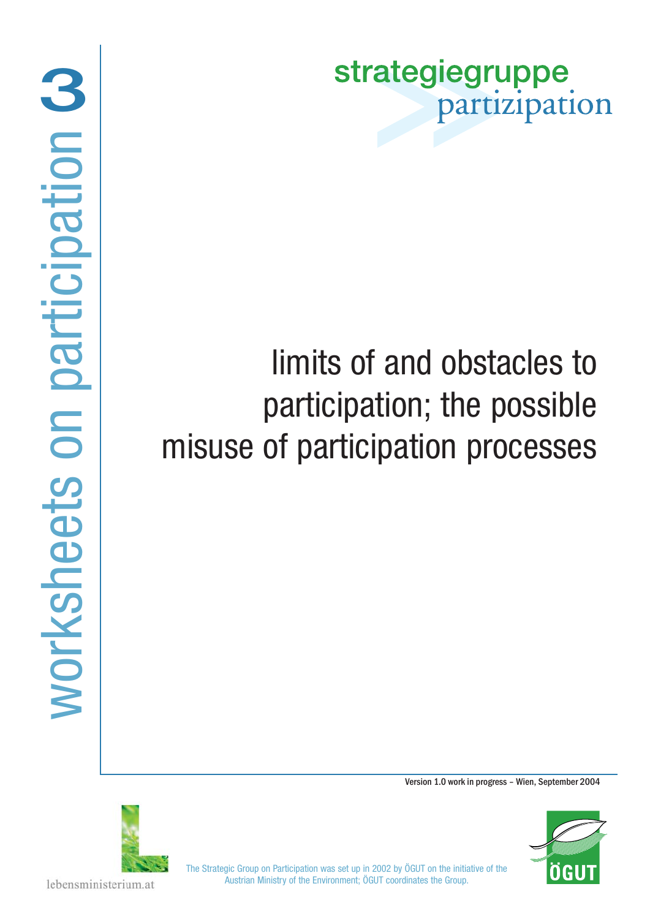worksheets on participation 3

strategiegruppe partizipation

# limits of and obstacles to participation; the possible misuse of participation processes

Version 1.0 work in progress – Wien, September 2004

lebensministerium.at

The Strategic Group on Participation was set up in 2002 by ÖGUT on the initiative of the Austrian Ministry of the Environment; ÖGUT coordinates the Group.

ÖGUT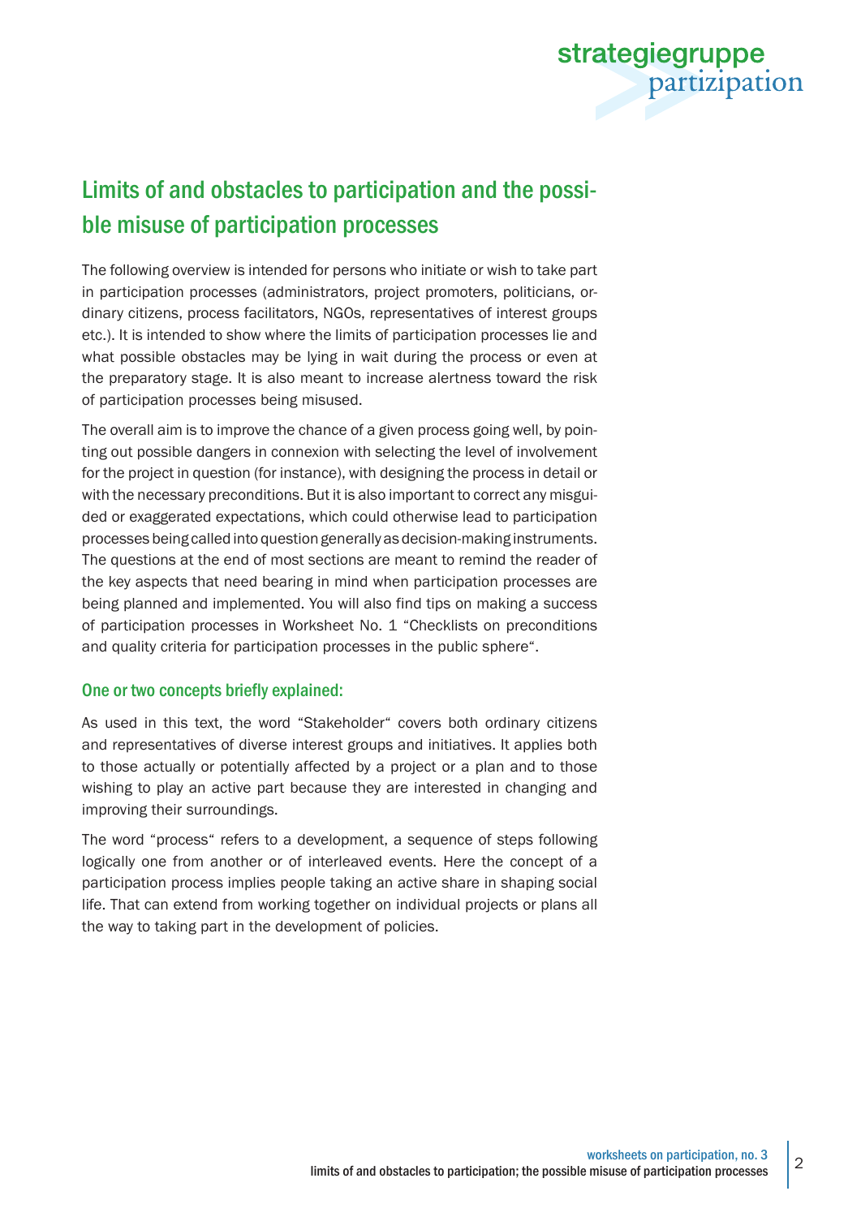## Limits of and obstacles to participation and the possible misuse of participation processes

The following overview is intended for persons who initiate or wish to take part in participation processes (administrators, project promoters, politicians, ordinary citizens, process facilitators, NGOs, representatives of interest groups etc.). It is intended to show where the limits of participation processes lie and what possible obstacles may be lying in wait during the process or even at the preparatory stage. It is also meant to increase alertness toward the risk of participation processes being misused.

The overall aim is to improve the chance of a given process going well, by pointing out possible dangers in connexion with selecting the level of involvement for the project in question (for instance), with designing the process in detail or with the necessary preconditions. But it is also important to correct any misguided or exaggerated expectations, which could otherwise lead to participation processes being called into question generally as decision-making instruments. The questions at the end of most sections are meant to remind the reader of the key aspects that need bearing in mind when participation processes are being planned and implemented. You will also find tips on making a success of participation processes in Worksheet No. 1 “Checklists on preconditions and quality criteria for participation processes in the public sphere“.

### One or two concepts briefly explained:

As used in this text, the word “Stakeholder“ covers both ordinary citizens and representatives of diverse interest groups and initiatives. It applies both to those actually or potentially affected by a project or a plan and to those wishing to play an active part because they are interested in changing and improving their surroundings.

The word “process“ refers to a development, a sequence of steps following logically one from another or of interleaved events. Here the concept of a participation process implies people taking an active share in shaping social life. That can extend from working together on individual projects or plans all the way to taking part in the development of policies.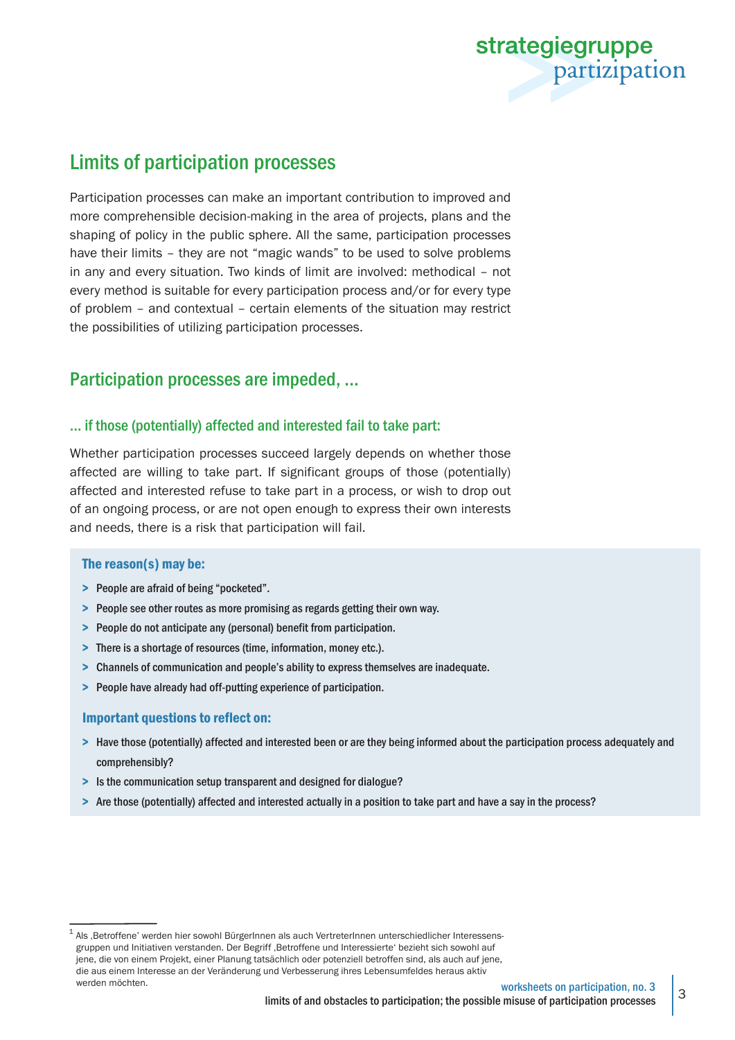## Limits of participation processes

Participation processes can make an important contribution to improved and more comprehensible decision-making in the area of projects, plans and the shaping of policy in the public sphere. All the same, participation processes have their limits – they are not "magic wands" to be used to solve problems in any and every situation. Two kinds of limit are involved: methodical – not every method is suitable for every participation process and/or for every type of problem – and contextual – certain elements of the situation may restrict the possibilities of utilizing participation processes.

## Participation processes are impeded, ...

### ... if those (potentially) affected and interested fail to take part:

Whether participation processes succeed largely depends on whether those affected are willing to take part. If significant groups of those (potentially) affected and interested refuse to take part in a process, or wish to drop out of an ongoing process, or are not open enough to express their own interests and needs, there is a risk that participation will fail.

**The reason(s) may be:**

- People are afraid of being "pocketed".
- People see other routes as more promising as regards getting their own way.
- People do not anticipate any (personal) benefit from participation.
- There is a shortage of resources (time, information, money etc.).
- Channels of communication and people's ability to express themselves are inadequate.
- People have already had off-putting experience of participation.

**Important questions to reflect on:**

- Have those (potentially) affected and interested been or are they being informed about the participation process adequately and comprehensibly?
- Is the communication setup transparent and designed for dialogue?
- Are those (potentially) affected and interested actually in a position to take part and have a say in the process?

---

[1] Als ‚Betroffene' werden hier sowohl BürgerInnen als auch VertreterInnen unterschiedlicher Interessensgruppen und Initiativen verstanden. Der Begriff ‚Betroffene und Interessierte' bezieht sich sowohl auf jene, die von einem Projekt, einer Planung tatsächlich oder potenziell betroffen sind, als auch auf jene, die aus einem Interesse an der Veränderung und Verbesserung ihres Lebensumfeldes heraus aktiv werden möchten.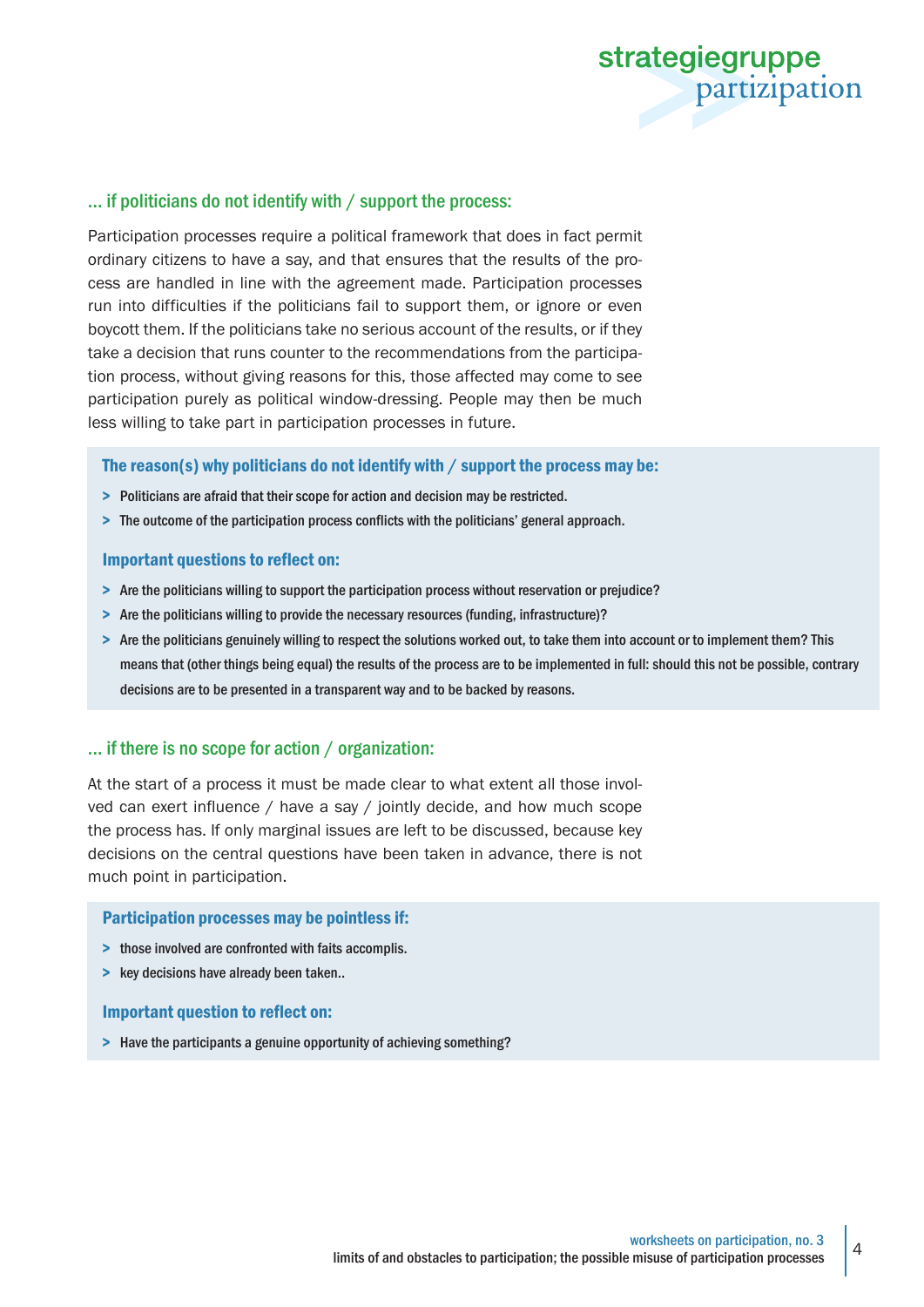### … if politicians do not identify with / support the process:

Participation processes require a political framework that does in fact permit ordinary citizens to have a say, and that ensures that the results of the process are handled in line with the agreement made. Participation processes run into difficulties if the politicians fail to support them, or ignore or even boycott them. If the politicians take no serious account of the results, or if they take a decision that runs counter to the recommendations from the participation process, without giving reasons for this, those affected may come to see participation purely as political window-dressing. People may then be much less willing to take part in participation processes in future.

**The reason(s) why politicians do not identify with / support the process may be:**

- Politicians are afraid that their scope for action and decision may be restricted.
- The outcome of the participation process conflicts with the politicians' general approach.

**Important questions to reflect on:**

- Are the politicians willing to support the participation process without reservation or prejudice?
- Are the politicians willing to provide the necessary resources (funding, infrastructure)?
- Are the politicians genuinely willing to respect the solutions worked out, to take them into account or to implement them? This means that (other things being equal) the results of the process are to be implemented in full: should this not be possible, contrary decisions are to be presented in a transparent way and to be backed by reasons.

### … if there is no scope for action / organization:

At the start of a process it must be made clear to what extent all those involved can exert influence / have a say / jointly decide, and how much scope the process has. If only marginal issues are left to be discussed, because key decisions on the central questions have been taken in advance, there is not much point in participation.

**Participation processes may be pointless if:**

- those involved are confronted with faits accomplis.
- key decisions have already been taken..

**Important question to reflect on:**

- Have the participants a genuine opportunity of achieving something?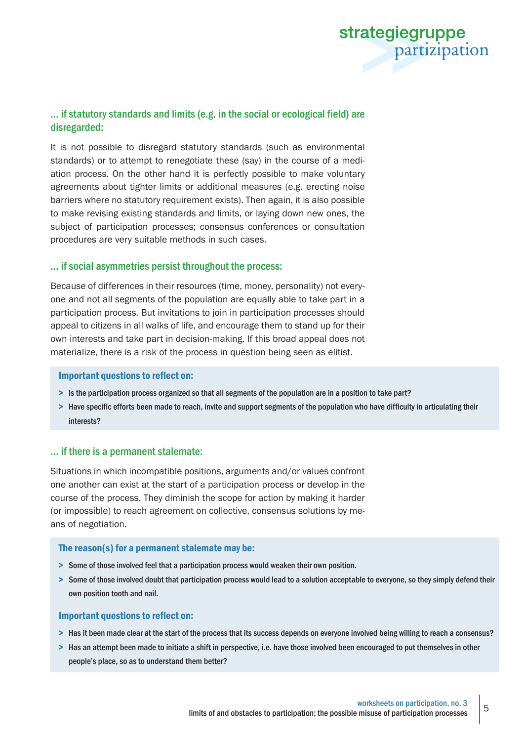### … if statutory standards and limits (e.g. in the social or ecological field) are disregarded:

It is not possible to disregard statutory standards (such as environmental standards) or to attempt to renegotiate these (say) in the course of a mediation process. On the other hand it is perfectly possible to make voluntary agreements about tighter limits or additional measures (e.g. erecting noise barriers where no statutory requirement exists). Then again, it is also possible to make revising existing standards and limits, or laying down new ones, the subject of participation processes; consensus conferences or consultation procedures are very suitable methods in such cases.

### … if social asymmetries persist throughout the process:

Because of differences in their resources (time, money, personality) not everyone and not all segments of the population are equally able to take part in a participation process. But invitations to join in participation processes should appeal to citizens in all walks of life, and encourage them to stand up for their own interests and take part in decision-making. If this broad appeal does not materialize, there is a risk of the process in question being seen as elitist.

**Important questions to reflect on:**

- Is the participation process organized so that all segments of the population are in a position to take part?
- Have specific efforts been made to reach, invite and support segments of the population who have difficulty in articulating their interests?

### … if there is a permanent stalemate:

Situations in which incompatible positions, arguments and/or values confront one another can exist at the start of a participation process or develop in the course of the process. They diminish the scope for action by making it harder (or impossible) to reach agreement on collective, consensus solutions by means of negotiation.

**The reason(s) for a permanent stalemate may be:**

- Some of those involved feel that a participation process would weaken their own position.
- Some of those involved doubt that participation process would lead to a solution acceptable to everyone, so they simply defend their own position tooth and nail.

**Important questions to reflect on:**

- Has it been made clear at the start of the process that its success depends on everyone involved being willing to reach a consensus?
- Has an attempt been made to initiate a shift in perspective, i.e. have those involved been encouraged to put themselves in other people's place, so as to understand them better?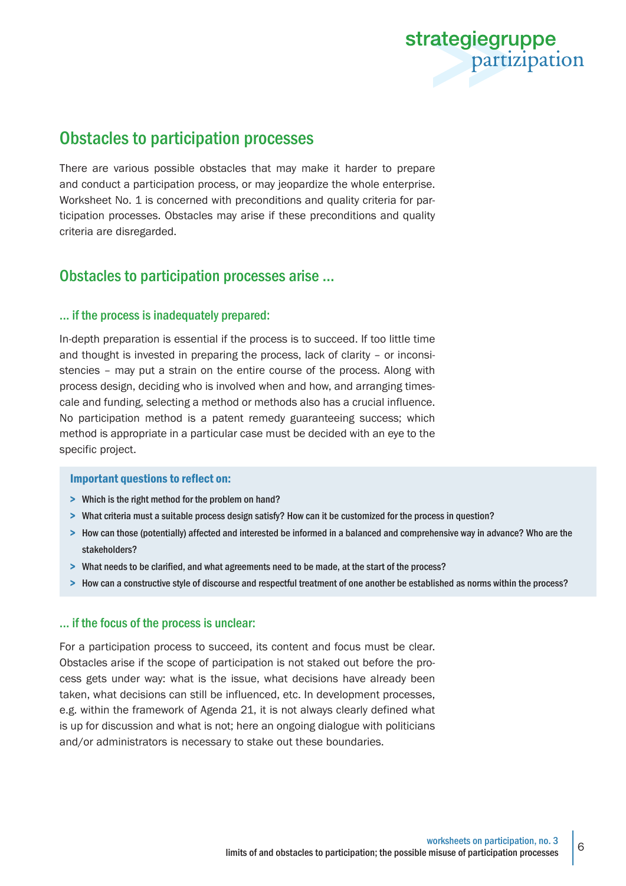## Obstacles to participation processes

There are various possible obstacles that may make it harder to prepare and conduct a participation process, or may jeopardize the whole enterprise. Worksheet No. 1 is concerned with preconditions and quality criteria for participation processes. Obstacles may arise if these preconditions and quality criteria are disregarded.

## Obstacles to participation processes arise ...

### ... if the process is inadequately prepared:

In-depth preparation is essential if the process is to succeed. If too little time and thought is invested in preparing the process, lack of clarity – or inconsistencies – may put a strain on the entire course of the process. Along with process design, deciding who is involved when and how, and arranging timescale and funding, selecting a method or methods also has a crucial influence. No participation method is a patent remedy guaranteeing success; which method is appropriate in a particular case must be decided with an eye to the specific project.

**Important questions to reflect on:**

- Which is the right method for the problem on hand?
- What criteria must a suitable process design satisfy? How can it be customized for the process in question?
- How can those (potentially) affected and interested be informed in a balanced and comprehensive way in advance? Who are the stakeholders?
- What needs to be clarified, and what agreements need to be made, at the start of the process?
- How can a constructive style of discourse and respectful treatment of one another be established as norms within the process?

### ... if the focus of the process is unclear:

For a participation process to succeed, its content and focus must be clear. Obstacles arise if the scope of participation is not staked out before the process gets under way: what is the issue, what decisions have already been taken, what decisions can still be influenced, etc. In development processes, e.g. within the framework of Agenda 21, it is not always clearly defined what is up for discussion and what is not; here an ongoing dialogue with politicians and/or administrators is necessary to stake out these boundaries.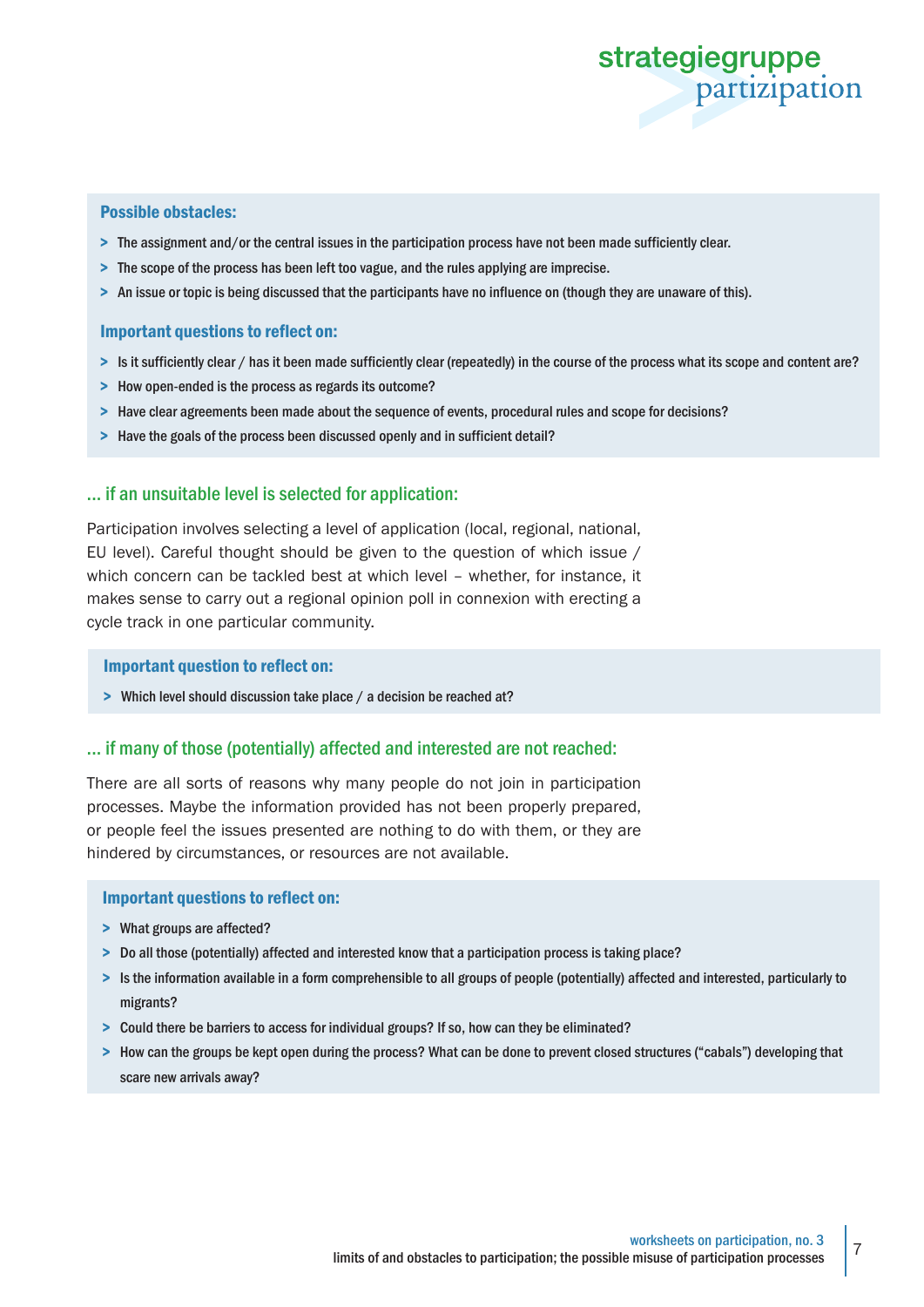**Possible obstacles:**

- The assignment and/or the central issues in the participation process have not been made sufficiently clear.
- The scope of the process has been left too vague, and the rules applying are imprecise.
- An issue or topic is being discussed that the participants have no influence on (though they are unaware of this).

**Important questions to reflect on:**

- Is it sufficiently clear / has it been made sufficiently clear (repeatedly) in the course of the process what its scope and content are?
- How open-ended is the process as regards its outcome?
- Have clear agreements been made about the sequence of events, procedural rules and scope for decisions?
- Have the goals of the process been discussed openly and in sufficient detail?

### ... if an unsuitable level is selected for application:

Participation involves selecting a level of application (local, regional, national, EU level). Careful thought should be given to the question of which issue / which concern can be tackled best at which level – whether, for instance, it makes sense to carry out a regional opinion poll in connexion with erecting a cycle track in one particular community.

**Important question to reflect on:**

- Which level should discussion take place / a decision be reached at?

### ... if many of those (potentially) affected and interested are not reached:

There are all sorts of reasons why many people do not join in participation processes. Maybe the information provided has not been properly prepared, or people feel the issues presented are nothing to do with them, or they are hindered by circumstances, or resources are not available.

**Important questions to reflect on:**

- What groups are affected?
- Do all those (potentially) affected and interested know that a participation process is taking place?
- Is the information available in a form comprehensible to all groups of people (potentially) affected and interested, particularly to migrants?
- Could there be barriers to access for individual groups? If so, how can they be eliminated?
- How can the groups be kept open during the process? What can be done to prevent closed structures (“cabals”) developing that scare new arrivals away?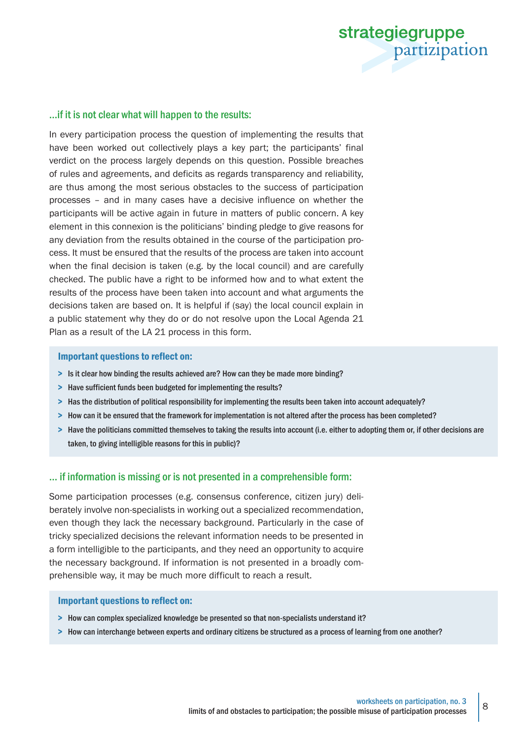### ...if it is not clear what will happen to the results:

In every participation process the question of implementing the results that have been worked out collectively plays a key part; the participants' final verdict on the process largely depends on this question. Possible breaches of rules and agreements, and deficits as regards transparency and reliability, are thus among the most serious obstacles to the success of participation processes – and in many cases have a decisive influence on whether the participants will be active again in future in matters of public concern. A key element in this connexion is the politicians' binding pledge to give reasons for any deviation from the results obtained in the course of the participation process. It must be ensured that the results of the process are taken into account when the final decision is taken (e.g. by the local council) and are carefully checked. The public have a right to be informed how and to what extent the results of the process have been taken into account and what arguments the decisions taken are based on. It is helpful if (say) the local council explain in a public statement why they do or do not resolve upon the Local Agenda 21 Plan as a result of the LA 21 process in this form.

**Important questions to reflect on:**

- Is it clear how binding the results achieved are? How can they be made more binding?
- Have sufficient funds been budgeted for implementing the results?
- Has the distribution of political responsibility for implementing the results been taken into account adequately?
- How can it be ensured that the framework for implementation is not altered after the process has been completed?
- Have the politicians committed themselves to taking the results into account (i.e. either to adopting them or, if other decisions are taken, to giving intelligible reasons for this in public)?

### ... if information is missing or is not presented in a comprehensible form:

Some participation processes (e.g. consensus conference, citizen jury) deliberately involve non-specialists in working out a specialized recommendation, even though they lack the necessary background. Particularly in the case of tricky specialized decisions the relevant information needs to be presented in a form intelligible to the participants, and they need an opportunity to acquire the necessary background. If information is not presented in a broadly comprehensible way, it may be much more difficult to reach a result.

**Important questions to reflect on:**

- How can complex specialized knowledge be presented so that non-specialists understand it?
- How can interchange between experts and ordinary citizens be structured as a process of learning from one another?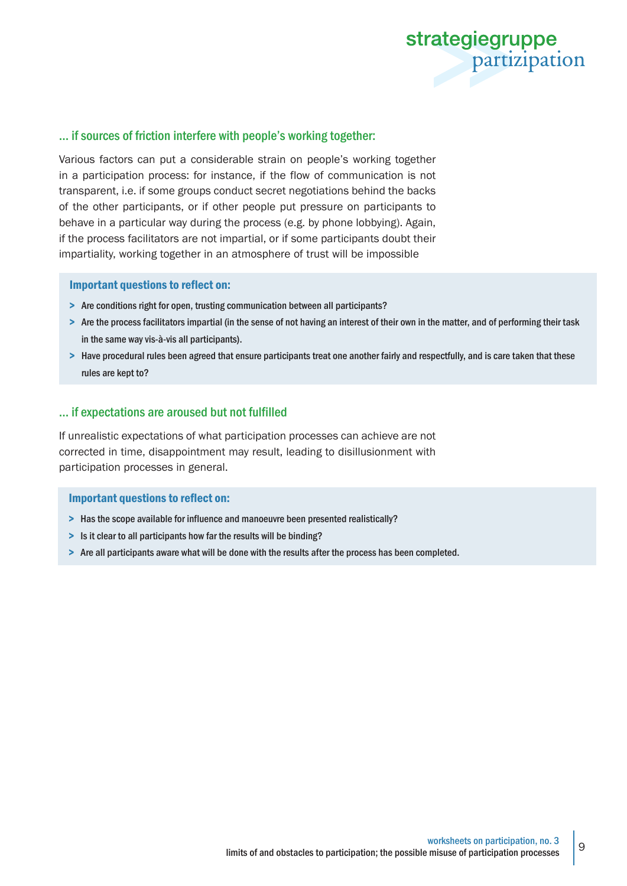### … if sources of friction interfere with people's working together:

Various factors can put a considerable strain on people's working together in a participation process: for instance, if the flow of communication is not transparent, i.e. if some groups conduct secret negotiations behind the backs of the other participants, or if other people put pressure on participants to behave in a particular way during the process (e.g. by phone lobbying). Again, if the process facilitators are not impartial, or if some participants doubt their impartiality, working together in an atmosphere of trust will be impossible

**Important questions to reflect on:**

- Are conditions right for open, trusting communication between all participants?
- Are the process facilitators impartial (in the sense of not having an interest of their own in the matter, and of performing their task in the same way vis-à-vis all participants).
- Have procedural rules been agreed that ensure participants treat one another fairly and respectfully, and is care taken that these rules are kept to?

### … if expectations are aroused but not fulfilled

If unrealistic expectations of what participation processes can achieve are not corrected in time, disappointment may result, leading to disillusionment with participation processes in general.

**Important questions to reflect on:**

- Has the scope available for influence and manoeuvre been presented realistically?
- Is it clear to all participants how far the results will be binding?
- Are all participants aware what will be done with the results after the process has been completed.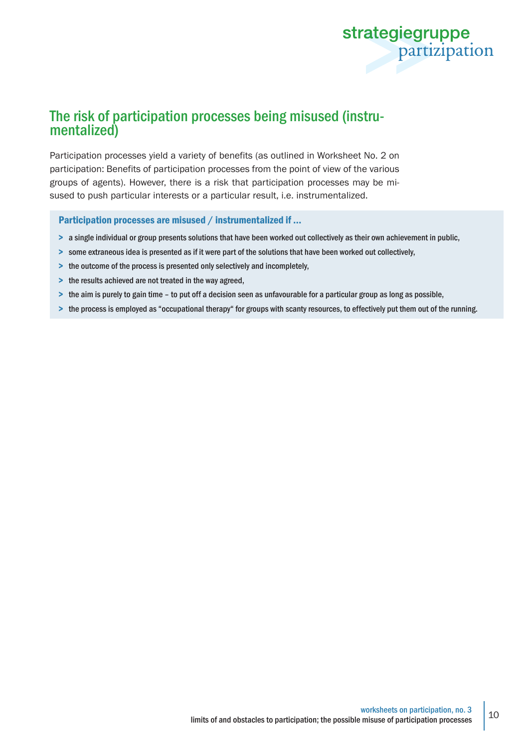## The risk of participation processes being misused (instrumentalized)

Participation processes yield a variety of benefits (as outlined in Worksheet No. 2 on participation: Benefits of participation processes from the point of view of the various groups of agents). However, there is a risk that participation processes may be misused to push particular interests or a particular result, i.e. instrumentalized.

**Participation processes are misused / instrumentalized if ...**

- a single individual or group presents solutions that have been worked out collectively as their own achievement in public,
- some extraneous idea is presented as if it were part of the solutions that have been worked out collectively,
- the outcome of the process is presented only selectively and incompletely,
- the results achieved are not treated in the way agreed,
- the aim is purely to gain time – to put off a decision seen as unfavourable for a particular group as long as possible,
- the process is employed as "occupational therapy" for groups with scanty resources, to effectively put them out of the running.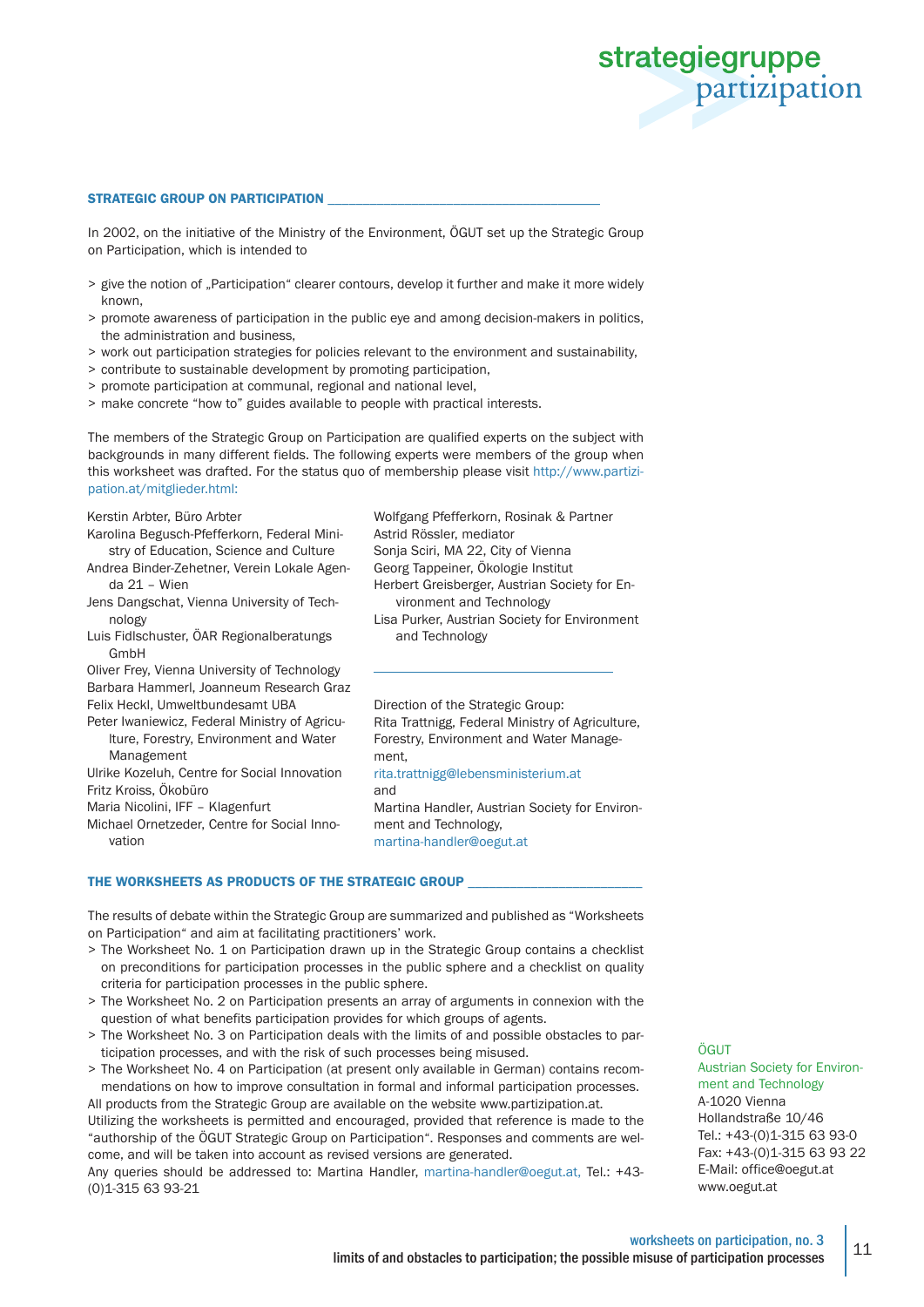## STRATEGIC GROUP ON PARTICIPATION

In 2002, on the initiative of the Ministry of the Environment, ÖGUT set up the Strategic Group on Participation, which is intended to

> give the notion of „Participation" clearer contours, develop it further and make it more widely known,
> promote awareness of participation in the public eye and among decision-makers in politics, the administration and business,
> work out participation strategies for policies relevant to the environment and sustainability,
> contribute to sustainable development by promoting participation,
> promote participation at communal, regional and national level,
> make concrete "how to" guides available to people with practical interests.

The members of the Strategic Group on Participation are qualified experts on the subject with backgrounds in many different fields. The following experts were members of the group when this worksheet was drafted. For the status quo of membership please visit http://www.partizipation.at/mitglieder.html:

Kerstin Arbter, Büro Arbter
Karolina Begusch-Pfefferkorn, Federal Ministry of Education, Science and Culture
Andrea Binder-Zehetner, Verein Lokale Agenda 21 – Wien
Jens Dangschat, Vienna University of Technology
Luis Fidlschuster, ÖAR Regionalberatungs GmbH
Oliver Frey, Vienna University of Technology
Barbara Hammerl, Joanneum Research Graz
Felix Heckl, Umweltbundesamt UBA
Peter Iwaniewicz, Federal Ministry of Agriculture, Forestry, Environment and Water Management
Ulrike Kozeluh, Centre for Social Innovation
Fritz Kroiss, Ökobüro
Maria Nicolini, IFF – Klagenfurt
Michael Ornetzeder, Centre for Social Innovation
Wolfgang Pfefferkorn, Rosinak & Partner
Astrid Rössler, mediator
Sonja Sciri, MA 22, City of Vienna
Georg Tappeiner, Ökologie Institut
Herbert Greisberger, Austrian Society for Environment and Technology
Lisa Purker, Austrian Society for Environment and Technology

Direction of the Strategic Group:
Rita Trattnigg, Federal Ministry of Agriculture, Forestry, Environment and Water Management,
rita.trattnigg@lebensministerium.at
and
Martina Handler, Austrian Society for Environment and Technology,
martina-handler@oegut.at

## THE WORKSHEETS AS PRODUCTS OF THE STRATEGIC GROUP

The results of debate within the Strategic Group are summarized and published as "Worksheets on Participation" and aim at facilitating practitioners' work.

> The Worksheet No. 1 on Participation drawn up in the Strategic Group contains a checklist on preconditions for participation processes in the public sphere and a checklist on quality criteria for participation processes in the public sphere.
> The Worksheet No. 2 on Participation presents an array of arguments in connexion with the question of what benefits participation provides for which groups of agents.
> The Worksheet No. 3 on Participation deals with the limits of and possible obstacles to participation processes, and with the risk of such processes being misused.
> The Worksheet No. 4 on Participation (at present only available in German) contains recommendations on how to improve consultation in formal and informal participation processes.

All products from the Strategic Group are available on the website www.partizipation.at.
Utilizing the worksheets is permitted and encouraged, provided that reference is made to the "authorship of the ÖGUT Strategic Group on Participation". Responses and comments are welcome, and will be taken into account as revised versions are generated.
Any queries should be addressed to: Martina Handler, martina-handler@oegut.at, Tel.: +43-(0)1-315 63 93-21

ÖGUT
Austrian Society for Environment and Technology
A-1020 Vienna
Hollandstraße 10/46
Tel.: +43-(0)1-315 63 93-0
Fax: +43-(0)1-315 63 93 22
E-Mail: office@oegut.at
www.oegut.at